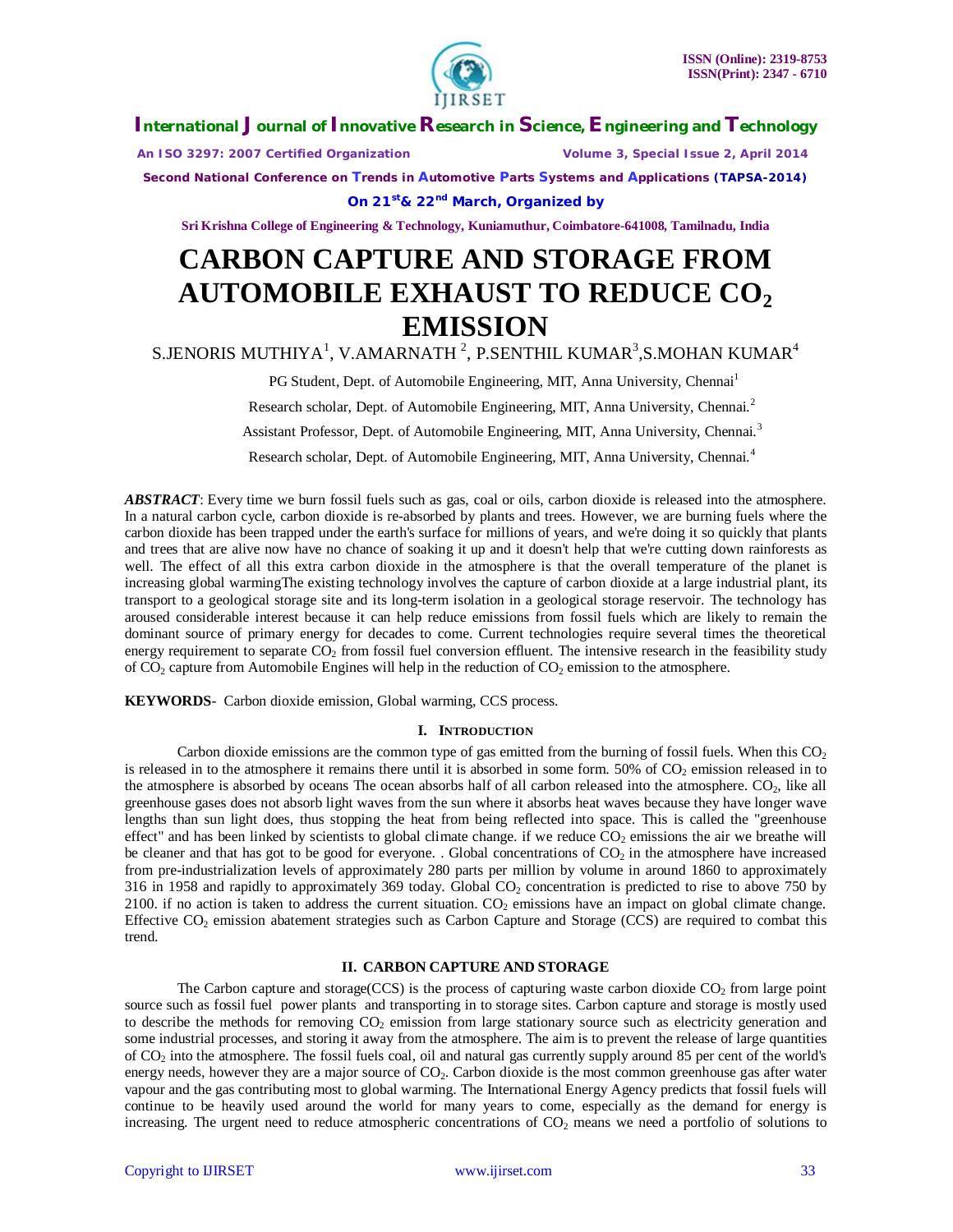# CARBON CAPTURE AND STORAGE FROM AUTOMOBILE EXHAUST TO REDUCE $CO_2$ EMISSION

S.JENORIS MUTHIYA[1], V.AMARNATH [2], P.SENTHIL KUMAR[3],S.MOHAN KUMAR[4]

PG Student, Dept. of Automobile Engineering, MIT, Anna University, Chennai[1]

Research scholar, Dept. of Automobile Engineering, MIT, Anna University, Chennai.[2]

Assistant Professor, Dept. of Automobile Engineering, MIT, Anna University, Chennai.[3]

Research scholar, Dept. of Automobile Engineering, MIT, Anna University, Chennai.[4]

***ABSTRACT***: Every time we burn fossil fuels such as gas, coal or oils, carbon dioxide is released into the atmosphere. In a natural carbon cycle, carbon dioxide is re-absorbed by plants and trees. However, we are burning fuels where the carbon dioxide has been trapped under the earth's surface for millions of years, and we're doing it so quickly that plants and trees that are alive now have no chance of soaking it up and it doesn't help that we're cutting down rainforests as well. The effect of all this extra carbon dioxide in the atmosphere is that the overall temperature of the planet is increasing global warmingThe existing technology involves the capture of carbon dioxide at a large industrial plant, its transport to a geological storage site and its long-term isolation in a geological storage reservoir. The technology has aroused considerable interest because it can help reduce emissions from fossil fuels which are likely to remain the dominant source of primary energy for decades to come. Current technologies require several times the theoretical energy requirement to separate $CO_2$ from fossil fuel conversion effluent. The intensive research in the feasibility study of $CO_2$ capture from Automobile Engines will help in the reduction of $CO_2$ emission to the atmosphere.

**KEYWORDS**- Carbon dioxide emission, Global warming, CCS process.

## I. INTRODUCTION

Carbon dioxide emissions are the common type of gas emitted from the burning of fossil fuels. When this $CO_2$ is released in to the atmosphere it remains there until it is absorbed in some form. 50% of $CO_2$ emission released in to the atmosphere is absorbed by oceans The ocean absorbs half of all carbon released into the atmosphere. $CO_2$, like all greenhouse gases does not absorb light waves from the sun where it absorbs heat waves because they have longer wave lengths than sun light does, thus stopping the heat from being reflected into space. This is called the "greenhouse effect" and has been linked by scientists to global climate change. if we reduce $CO_2$ emissions the air we breathe will be cleaner and that has got to be good for everyone. . Global concentrations of $CO_2$ in the atmosphere have increased from pre-industrialization levels of approximately 280 parts per million by volume in around 1860 to approximately 316 in 1958 and rapidly to approximately 369 today. Global $CO_2$ concentration is predicted to rise to above 750 by 2100. if no action is taken to address the current situation. $CO_2$ emissions have an impact on global climate change. Effective $CO_2$ emission abatement strategies such as Carbon Capture and Storage (CCS) are required to combat this trend.

## II. CARBON CAPTURE AND STORAGE

The Carbon capture and storage(CCS) is the process of capturing waste carbon dioxide $CO_2$ from large point source such as fossil fuel power plants and transporting in to storage sites. Carbon capture and storage is mostly used to describe the methods for removing $CO_2$ emission from large stationary source such as electricity generation and some industrial processes, and storing it away from the atmosphere. The aim is to prevent the release of large quantities of $CO_2$ into the atmosphere. The fossil fuels coal, oil and natural gas currently supply around 85 per cent of the world's energy needs, however they are a major source of $CO_2$. Carbon dioxide is the most common greenhouse gas after water vapour and the gas contributing most to global warming. The International Energy Agency predicts that fossil fuels will continue to be heavily used around the world for many years to come, especially as the demand for energy is increasing. The urgent need to reduce atmospheric concentrations of $CO_2$ means we need a portfolio of solutions to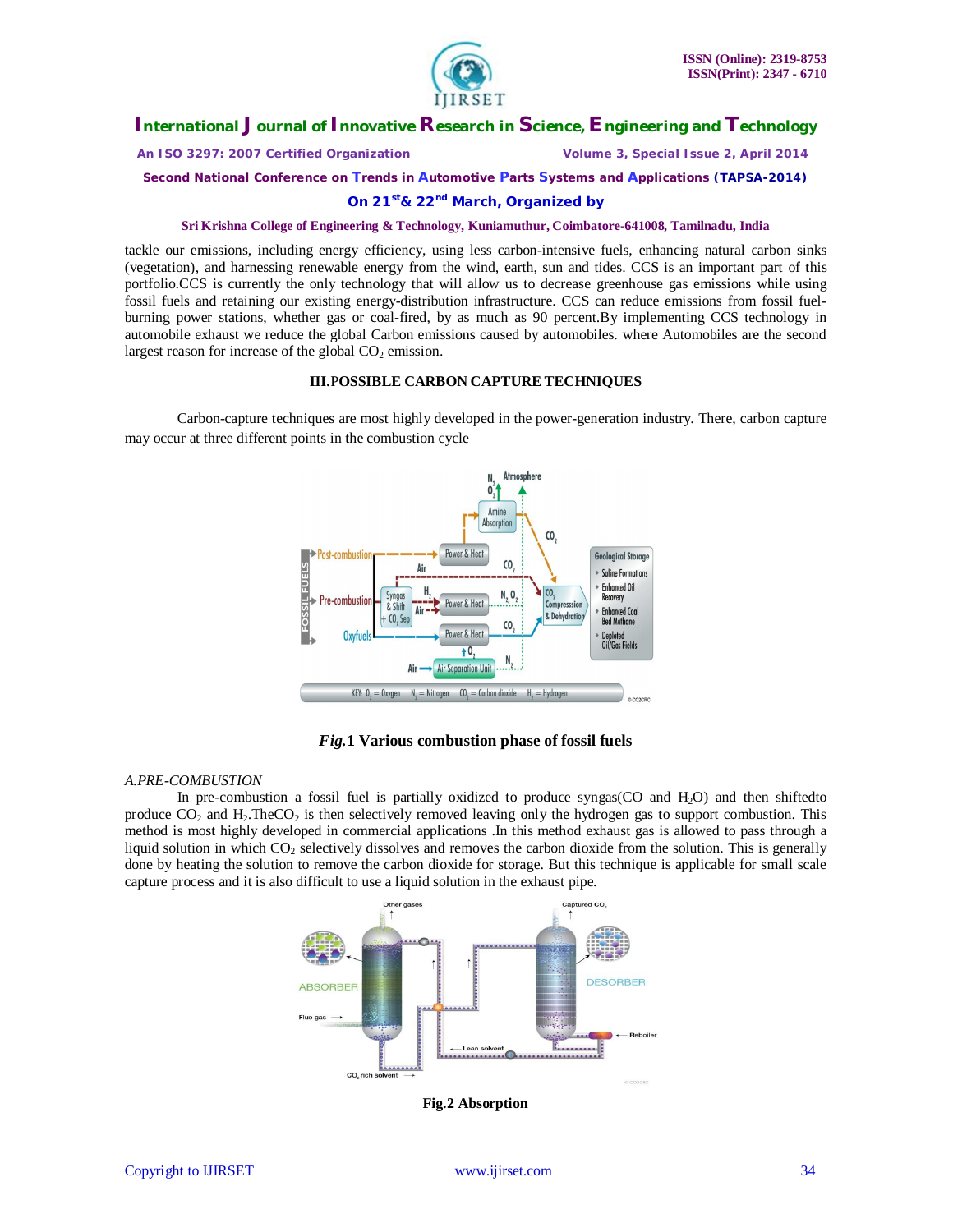tackle our emissions, including energy efficiency, using less carbon-intensive fuels, enhancing natural carbon sinks (vegetation), and harnessing renewable energy from the wind, earth, sun and tides. CCS is an important part of this portfolio.CCS is currently the only technology that will allow us to decrease greenhouse gas emissions while using fossil fuels and retaining our existing energy-distribution infrastructure. CCS can reduce emissions from fossil fuel-burning power stations, whether gas or coal-fired, by as much as 90 percent.By implementing CCS technology in automobile exhaust we reduce the global Carbon emissions caused by automobiles. where Automobiles are the second largest reason for increase of the global $CO_2$ emission.

## III.POSSIBLE CARBON CAPTURE TECHNIQUES

Carbon-capture techniques are most highly developed in the power-generation industry. There, carbon capture may occur at three different points in the combustion cycle

***Fig.*1 Various combustion phase of fossil fuels**

### *A.PRE-COMBUSTION*

In pre-combustion a fossil fuel is partially oxidized to produce syngas(CO and $H_2O$) and then shiftedto produce $CO_2$ and $H_2$.The$CO_2$ is then selectively removed leaving only the hydrogen gas to support combustion. This method is most highly developed in commercial applications .In this method exhaust gas is allowed to pass through a liquid solution in which $CO_2$ selectively dissolves and removes the carbon dioxide from the solution. This is generally done by heating the solution to remove the carbon dioxide for storage. But this technique is applicable for small scale capture process and it is also difficult to use a liquid solution in the exhaust pipe.

**Fig.2 Absorption**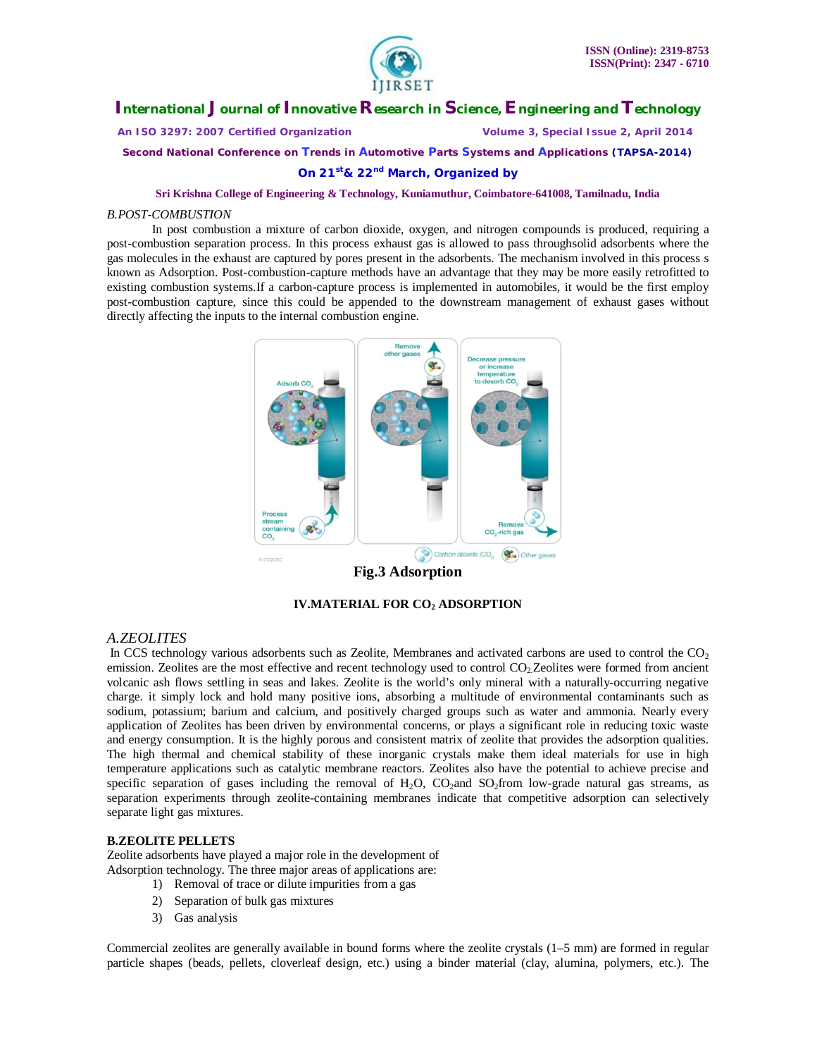*B.POST-COMBUSTION*

In post combustion a mixture of carbon dioxide, oxygen, and nitrogen compounds is produced, requiring a post-combustion separation process. In this process exhaust gas is allowed to pass throughsolid adsorbents where the gas molecules in the exhaust are captured by pores present in the adsorbents. The mechanism involved in this process s known as Adsorption. Post-combustion-capture methods have an advantage that they may be more easily retrofitted to existing combustion systems.If a carbon-capture process is implemented in automobiles, it would be the first employ post-combustion capture, since this could be appended to the downstream management of exhaust gases without directly affecting the inputs to the internal combustion engine.

**Fig.3 Adsorption**

## IV.MATERIAL FOR $CO_2$ ADSORPTION

### *A.ZEOLITES*

In CCS technology various adsorbents such as Zeolite, Membranes and activated carbons are used to control the $CO_2$ emission. Zeolites are the most effective and recent technology used to control $CO_2$.Zeolites were formed from ancient volcanic ash flows settling in seas and lakes. Zeolite is the world's only mineral with a naturally-occurring negative charge. it simply lock and hold many positive ions, absorbing a multitude of environmental contaminants such as sodium, potassium; barium and calcium, and positively charged groups such as water and ammonia. Nearly every application of Zeolites has been driven by environmental concerns, or plays a significant role in reducing toxic waste and energy consumption. It is the highly porous and consistent matrix of zeolite that provides the adsorption qualities. The high thermal and chemical stability of these inorganic crystals make them ideal materials for use in high temperature applications such as catalytic membrane reactors. Zeolites also have the potential to achieve precise and specific separation of gases including the removal of $H_2O$, $CO_2$and $SO_2$from low-grade natural gas streams, as separation experiments through zeolite-containing membranes indicate that competitive adsorption can selectively separate light gas mixtures.

### B.ZEOLITE PELLETS

Zeolite adsorbents have played a major role in the development of Adsorption technology. The three major areas of applications are:

1) Removal of trace or dilute impurities from a gas
2) Separation of bulk gas mixtures
3) Gas analysis

Commercial zeolites are generally available in bound forms where the zeolite crystals (1–5 mm) are formed in regular particle shapes (beads, pellets, cloverleaf design, etc.) using a binder material (clay, alumina, polymers, etc.). The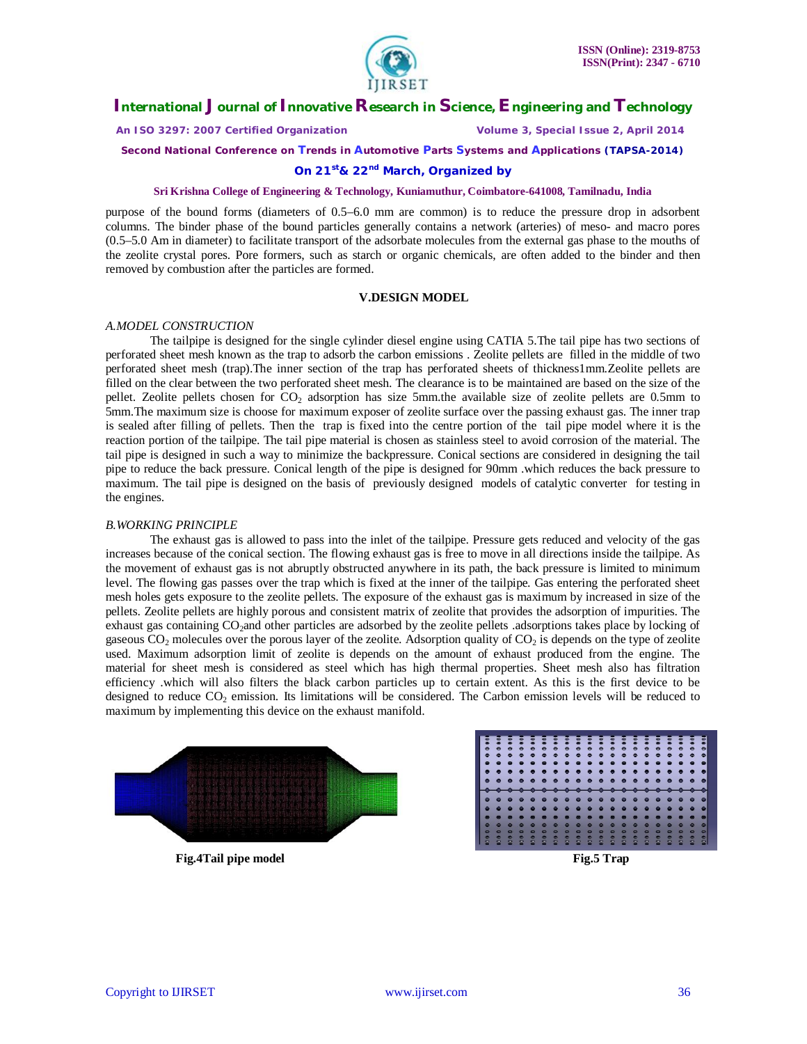purpose of the bound forms (diameters of 0.5–6.0 mm are common) is to reduce the pressure drop in adsorbent columns. The binder phase of the bound particles generally contains a network (arteries) of meso- and macro pores (0.5–5.0 Am in diameter) to facilitate transport of the adsorbate molecules from the external gas phase to the mouths of the zeolite crystal pores. Pore formers, such as starch or organic chemicals, are often added to the binder and then removed by combustion after the particles are formed.

## V.DESIGN MODEL

### *A.MODEL CONSTRUCTION*

The tailpipe is designed for the single cylinder diesel engine using CATIA 5.The tail pipe has two sections of perforated sheet mesh known as the trap to adsorb the carbon emissions . Zeolite pellets are filled in the middle of two perforated sheet mesh (trap).The inner section of the trap has perforated sheets of thickness1mm.Zeolite pellets are filled on the clear between the two perforated sheet mesh. The clearance is to be maintained are based on the size of the pellet. Zeolite pellets chosen for $CO_2$ adsorption has size 5mm.the available size of zeolite pellets are 0.5mm to 5mm.The maximum size is choose for maximum exposer of zeolite surface over the passing exhaust gas. The inner trap is sealed after filling of pellets. Then the trap is fixed into the centre portion of the tail pipe model where it is the reaction portion of the tailpipe. The tail pipe material is chosen as stainless steel to avoid corrosion of the material. The tail pipe is designed in such a way to minimize the backpressure. Conical sections are considered in designing the tail pipe to reduce the back pressure. Conical length of the pipe is designed for 90mm .which reduces the back pressure to maximum. The tail pipe is designed on the basis of previously designed models of catalytic converter for testing in the engines.

### *B.WORKING PRINCIPLE*

The exhaust gas is allowed to pass into the inlet of the tailpipe. Pressure gets reduced and velocity of the gas increases because of the conical section. The flowing exhaust gas is free to move in all directions inside the tailpipe. As the movement of exhaust gas is not abruptly obstructed anywhere in its path, the back pressure is limited to minimum level. The flowing gas passes over the trap which is fixed at the inner of the tailpipe. Gas entering the perforated sheet mesh holes gets exposure to the zeolite pellets. The exposure of the exhaust gas is maximum by increased in size of the pellets. Zeolite pellets are highly porous and consistent matrix of zeolite that provides the adsorption of impurities. The exhaust gas containing $CO_2$and other particles are adsorbed by the zeolite pellets .adsorptions takes place by locking of gaseous $CO_2$ molecules over the porous layer of the zeolite. Adsorption quality of $CO_2$ is depends on the type of zeolite used. Maximum adsorption limit of zeolite is depends on the amount of exhaust produced from the engine. The material for sheet mesh is considered as steel which has high thermal properties. Sheet mesh also has filtration efficiency .which will also filters the black carbon particles up to certain extent. As this is the first device to be designed to reduce $CO_2$ emission. Its limitations will be considered. The Carbon emission levels will be reduced to maximum by implementing this device on the exhaust manifold.

**Fig.4Tail pipe model**

**Fig.5 Trap**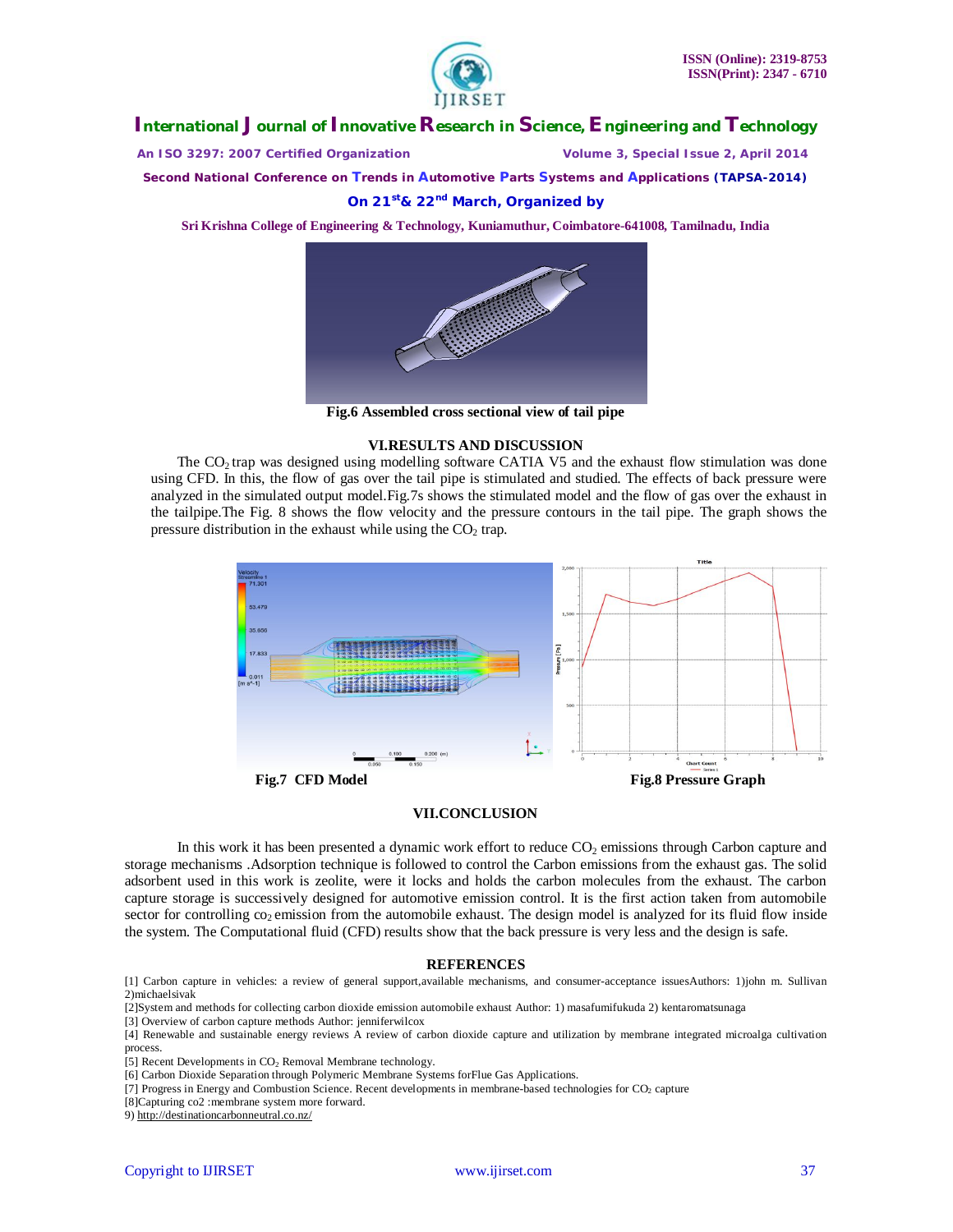Fig.6 Assembled cross sectional view of tail pipe

## VI.RESULTS AND DISCUSSION

The $CO_2$ trap was designed using modelling software CATIA V5 and the exhaust flow stimulation was done using CFD. In this, the flow of gas over the tail pipe is stimulated and studied. The effects of back pressure were analyzed in the simulated output model.Fig.7s shows the stimulated model and the flow of gas over the exhaust in the tailpipe.The Fig. 8 shows the flow velocity and the pressure contours in the tail pipe. The graph shows the pressure distribution in the exhaust while using the $CO_2$ trap.

Velocity
Streamline 1
71.301
53.479
35.656
17.833
0.011
[m s^-1]

0 0.100 0.200 (m)
0.050 0.150

Fig.7 CFD Model

Title
2,000
1,500
1,000
500
0
Pressure [Pa]
0 2 4 6 8 10
Chart Count
Series 1

Fig.8 Pressure Graph

## VII.CONCLUSION

In this work it has been presented a dynamic work effort to reduce $CO_2$ emissions through Carbon capture and storage mechanisms .Adsorption technique is followed to control the Carbon emissions from the exhaust gas. The solid adsorbent used in this work is zeolite, were it locks and holds the carbon molecules from the exhaust. The carbon capture storage is successively designed for automotive emission control. It is the first action taken from automobile sector for controlling $co_2$ emission from the automobile exhaust. The design model is analyzed for its fluid flow inside the system. The Computational fluid (CFD) results show that the back pressure is very less and the design is safe.

## REFERENCES

[1] Carbon capture in vehicles: a review of general support,available mechanisms, and consumer-acceptance issuesAuthors: 1)john m. Sullivan 2)michaelsivak

[2]System and methods for collecting carbon dioxide emission automobile exhaust Author: 1) masafumifukuda 2) kentaromatsunaga

[3] Overview of carbon capture methods Author: jenniferwilcox

[4] Renewable and sustainable energy reviews A review of carbon dioxide capture and utilization by membrane integrated microalga cultivation process.

[5] Recent Developments in $CO_2$ Removal Membrane technology.

[6] Carbon Dioxide Separation through Polymeric Membrane Systems forFlue Gas Applications.

[7] Progress in Energy and Combustion Science. Recent developments in membrane-based technologies for $CO_2$ capture

[8]Capturing co2 :membrane system more forward.

9) http://destinationcarbonneutral.co.nz/